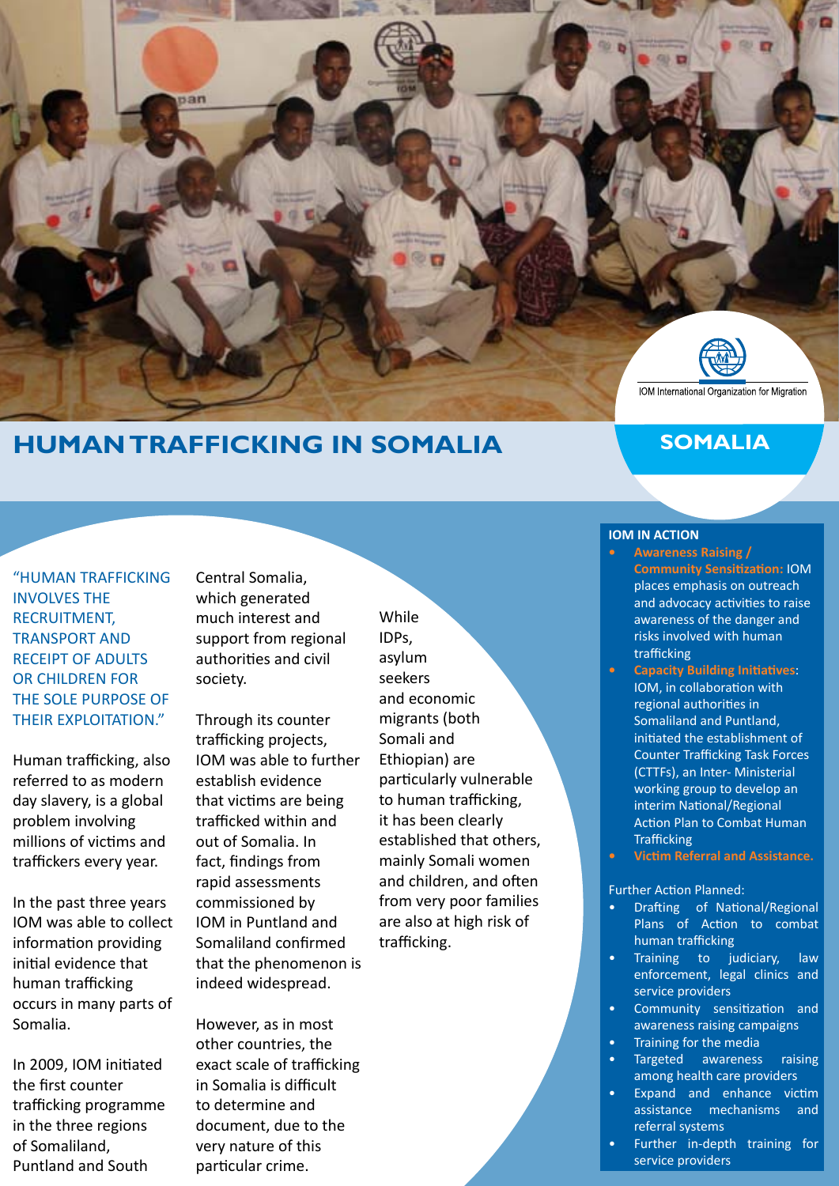IOM International Organization for Migration

# HUMAN TRAFFICKING IN SOMALIA

## SOMALIA

"HUMAN TRAFFICKING INVOLVES THE RECRUITMENT, TRANSPORT AND RECEIPT OF ADULTS OR CHILDREN FOR THE SOLE PURPOSE OF THEIR EXPLOITATION."

Human trafficking, also referred to as modern day slavery, is a global problem involving millions of victims and traffickers every year.

In the past three years IOM was able to collect information providing initial evidence that human trafficking occurs in many parts of Somalia.

In 2009, IOM initiated the first counter trafficking programme in the three regions of Somaliland, Puntland and South Central Somalia, which generated much interest and support from regional authorities and civil society.

Through its counter trafficking projects, IOM was able to further establish evidence that victims are being trafficked within and out of Somalia. In fact, findings from rapid assessments commissioned by IOM in Puntland and Somaliland confirmed that the phenomenon is indeed widespread.

However, as in most other countries, the exact scale of trafficking in Somalia is difficult to determine and document, due to the very nature of this particular crime.

While IDPs, asylum seekers and economic migrants (both Somali and Ethiopian) are particularly vulnerable to human trafficking, it has been clearly established that others, mainly Somali women and children, and often from very poor families are also at high risk of trafficking.

### IOM IN ACTION

- **Awareness Raising / Community Sensitization:** IOM places emphasis on outreach and advocacy activities to raise awareness of the danger and risks involved with human trafficking
- **Capacity Building Initiatives**: IOM, in collaboration with regional authorities in Somaliland and Puntland, initiated the establishment of Counter Trafficking Task Forces (CTTFs), an Inter- Ministerial working group to develop an interim National/Regional Action Plan to Combat Human Trafficking
- **Victim Referral and Assistance.**

Further Action Planned:

- Drafting of National/Regional Plans of Action to combat human trafficking
- Training to judiciary, law enforcement, legal clinics and service providers
- Community sensitization and awareness raising campaigns
- Training for the media
- Targeted awareness raising among health care providers
- Expand and enhance victim assistance mechanisms and referral systems
- Further in-depth training for service providers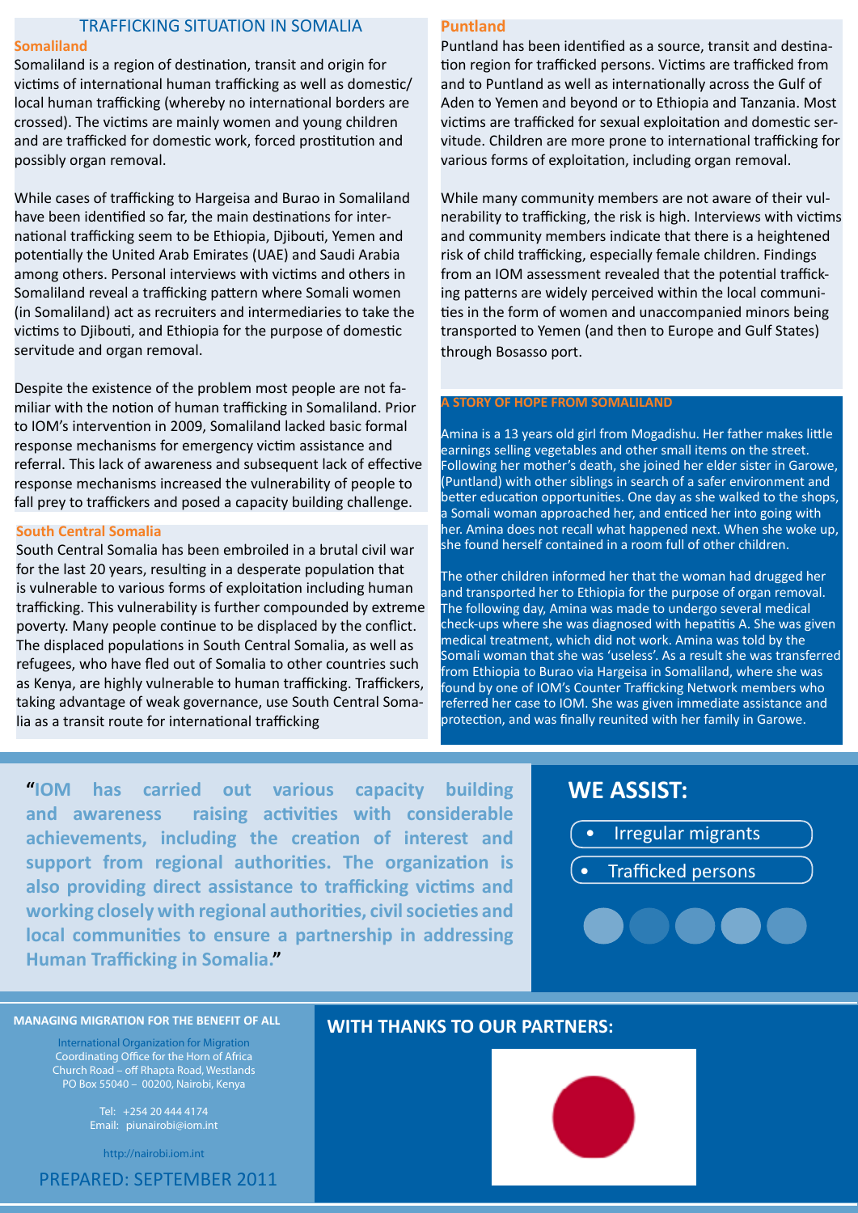# TRAFFICKING SITUATION IN SOMALIA

## Somaliland

Somaliland is a region of destination, transit and origin for victims of international human trafficking as well as domestic/local human trafficking (whereby no international borders are crossed). The victims are mainly women and young children and are trafficked for domestic work, forced prostitution and possibly organ removal.

While cases of trafficking to Hargeisa and Burao in Somaliland have been identified so far, the main destinations for international trafficking seem to be Ethiopia, Djibouti, Yemen and potentially the United Arab Emirates (UAE) and Saudi Arabia among others. Personal interviews with victims and others in Somaliland reveal a trafficking pattern where Somali women (in Somaliland) act as recruiters and intermediaries to take the victims to Djibouti, and Ethiopia for the purpose of domestic servitude and organ removal.

Despite the existence of the problem most people are not familiar with the notion of human trafficking in Somaliland. Prior to IOM's intervention in 2009, Somaliland lacked basic formal response mechanisms for emergency victim assistance and referral. This lack of awareness and subsequent lack of effective response mechanisms increased the vulnerability of people to fall prey to traffickers and posed a capacity building challenge.

## South Central Somalia

South Central Somalia has been embroiled in a brutal civil war for the last 20 years, resulting in a desperate population that is vulnerable to various forms of exploitation including human trafficking. This vulnerability is further compounded by extreme poverty. Many people continue to be displaced by the conflict. The displaced populations in South Central Somalia, as well as refugees, who have fled out of Somalia to other countries such as Kenya, are highly vulnerable to human trafficking. Traffickers, taking advantage of weak governance, use South Central Somalia as a transit route for international trafficking

## Puntland

Puntland has been identified as a source, transit and destination region for trafficked persons. Victims are trafficked from and to Puntland as well as internationally across the Gulf of Aden to Yemen and beyond or to Ethiopia and Tanzania. Most victims are trafficked for sexual exploitation and domestic servitude. Children are more prone to international trafficking for various forms of exploitation, including organ removal.

While many community members are not aware of their vulnerability to trafficking, the risk is high. Interviews with victims and community members indicate that there is a heightened risk of child trafficking, especially female children. Findings from an IOM assessment revealed that the potential trafficking patterns are widely perceived within the local communities in the form of women and unaccompanied minors being transported to Yemen (and then to Europe and Gulf States) through Bosasso port.

## A STORY OF HOPE FROM SOMALILAND

Amina is a 13 years old girl from Mogadishu. Her father makes little earnings selling vegetables and other small items on the street. Following her mother's death, she joined her elder sister in Garowe, (Puntland) with other siblings in search of a safer environment and better education opportunities. One day as she walked to the shops, a Somali woman approached her, and enticed her into going with her. Amina does not recall what happened next. When she woke up, she found herself contained in a room full of other children.

The other children informed her that the woman had drugged her and transported her to Ethiopia for the purpose of organ removal. The following day, Amina was made to undergo several medical check-ups where she was diagnosed with hepatitis A. She was given medical treatment, which did not work. Amina was told by the Somali woman that she was 'useless'. As a result she was transferred from Ethiopia to Burao via Hargeisa in Somaliland, where she was found by one of IOM's Counter Trafficking Network members who referred her case to IOM. She was given immediate assistance and protection, and was finally reunited with her family in Garowe.

**"IOM has carried out various capacity building and awareness raising activities with considerable achievements, including the creation of interest and support from regional authorities. The organization is also providing direct assistance to trafficking victims and working closely with regional authorities, civil societies and local communities to ensure a partnership in addressing Human Trafficking in Somalia."**

## WE ASSIST:

- Irregular migrants
- Trafficked persons

**MANAGING MIGRATION FOR THE BENEFIT OF ALL**

International Organization for Migration
Coordinating Office for the Horn of Africa
Church Road – off Rhapta Road, Westlands
PO Box 55040 – 00200, Nairobi, Kenya

Tel: +254 20 444 4174
Email: piunairobi@iom.int

http://nairobi.iom.int

PREPARED: SEPTEMBER 2011

## WITH THANKS TO OUR PARTNERS: